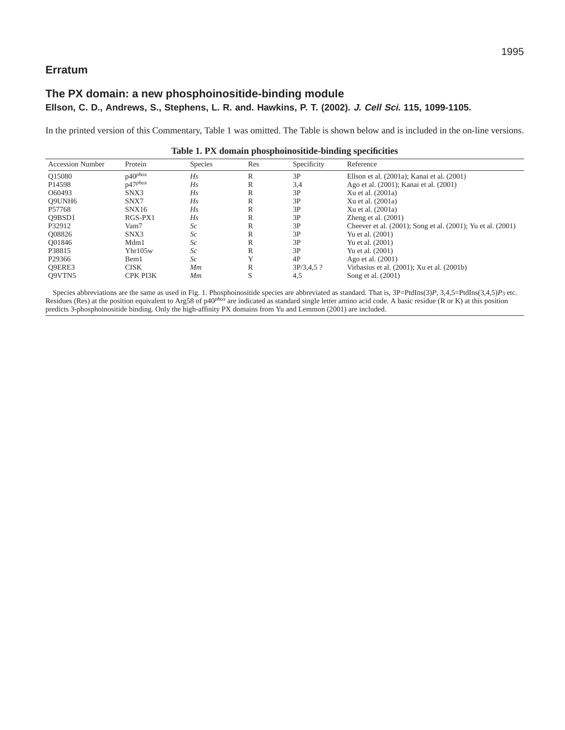# Erratum

## The PX domain: a new phosphoinositide-binding module

**Ellson, C. D., Andrews, S., Stephens, L. R. and. Hawkins, P. T. (2002).** ***J. Cell Sci.*** **115, 1099-1105.**

In the printed version of this Commentary, Table 1 was omitted. The Table is shown below and is included in the on-line versions.

**Table 1. PX domain phosphoinositide-binding specificities**

| Accession Number | Protein | Species | Res | Specificity | Reference |
|---|---|---|---|---|---|
| Q15080 | p40$^{phox}$ | *Hs* | R | 3P | Ellson et al. (2001a); Kanai et al. (2001) |
| P14598 | p47$^{phox}$ | *Hs* | R | 3,4 | Ago et al. (2001); Kanai et al. (2001) |
| O60493 | SNX3 | *Hs* | R | 3P | Xu et al. (2001a) |
| Q9UNH6 | SNX7 | *Hs* | R | 3P | Xu et al. (2001a) |
| P57768 | SNX16 | *Hs* | R | 3P | Xu et al. (2001a) |
| Q9BSD1 | RGS-PX1 | *Hs* | R | 3P | Zheng et al. (2001) |
| P32912 | Vam7 | *Sc* | R | 3P | Cheever et al. (2001); Song et al. (2001); Yu et al. (2001) |
| Q08826 | SNX3 | *Sc* | R | 3P | Yu et al. (2001) |
| Q01846 | Mdm1 | *Sc* | R | 3P | Yu et al. (2001) |
| P38815 | Yhr105w | *Sc* | R | 3P | Yu et al. (2001) |
| P29366 | Bem1 | *Sc* | Y | 4P | Ago et al. (2001) |
| Q9ERE3 | CISK | *Mm* | R | 3P/3,4,5 ? | Virbasius et al. (2001); Xu et al. (2001b) |
| Q9VTN5 | CPK PI3K | *Mm* | S | 4,5 | Song et al. (2001) |

Species abbreviations are the same as used in Fig. 1. Phosphoinositide species are abbreviated as standard. That is, 3P=PtdIns(3)*P*, 3,4,5=PtdIns(3,4,5)$P_3$ etc. Residues (Res) at the position equivalent to Arg58 of p40$^{phox}$ are indicated as standard single letter amino acid code. A basic residue (R or K) at this position predicts 3-phosphoinositide binding. Only the high-affinity PX domains from Yu and Lemmon (2001) are included.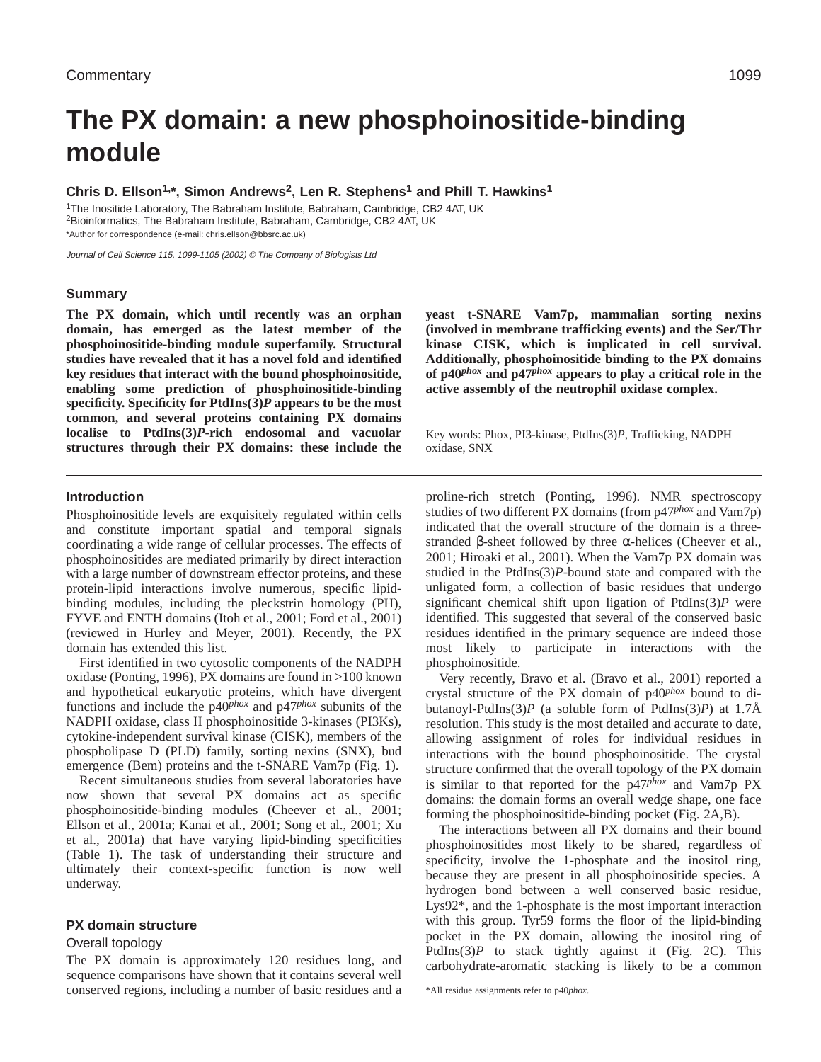# The PX domain: a new phosphoinositide-binding module

**Chris D. Ellson**[1,*], **Simon Andrews**[2], **Len R. Stephens**[1] **and Phill T. Hawkins**[1]

[1]The Inositide Laboratory, The Babraham Institute, Babraham, Cambridge, CB2 4AT, UK
[2]Bioinformatics, The Babraham Institute, Babraham, Cambridge, CB2 4AT, UK
*Author for correspondence (e-mail: chris.ellson@bbsrc.ac.uk)

*Journal of Cell Science 115, 1099-1105 (2002) © The Company of Biologists Ltd*

## Summary

**The PX domain, which until recently was an orphan domain, has emerged as the latest member of the phosphoinositide-binding module superfamily. Structural studies have revealed that it has a novel fold and identified key residues that interact with the bound phosphoinositide, enabling some prediction of phosphoinositide-binding specificity. Specificity for PtdIns(3)*P* appears to be the most common, and several proteins containing PX domains localise to PtdIns(3)*P*-rich endosomal and vacuolar structures through their PX domains: these include the yeast t-SNARE Vam7p, mammalian sorting nexins (involved in membrane trafficking events) and the Ser/Thr kinase CISK, which is implicated in cell survival. Additionally, phosphoinositide binding to the PX domains of p40*phox* and p47*phox* appears to play a critical role in the active assembly of the neutrophil oxidase complex.**

Key words: Phox, PI3-kinase, PtdIns(3)*P*, Trafficking, NADPH oxidase, SNX

## Introduction

Phosphoinositide levels are exquisitely regulated within cells and constitute important spatial and temporal signals coordinating a wide range of cellular processes. The effects of phosphoinositides are mediated primarily by direct interaction with a large number of downstream effector proteins, and these protein-lipid interactions involve numerous, specific lipid-binding modules, including the pleckstrin homology (PH), FYVE and ENTH domains (Itoh et al., 2001; Ford et al., 2001) (reviewed in Hurley and Meyer, 2001). Recently, the PX domain has extended this list.

First identified in two cytosolic components of the NADPH oxidase (Ponting, 1996), PX domains are found in >100 known and hypothetical eukaryotic proteins, which have divergent functions and include the p40*phox* and p47*phox* subunits of the NADPH oxidase, class II phosphoinositide 3-kinases (PI3Ks), cytokine-independent survival kinase (CISK), members of the phospholipase D (PLD) family, sorting nexins (SNX), bud emergence (Bem) proteins and the t-SNARE Vam7p (Fig. 1).

Recent simultaneous studies from several laboratories have now shown that several PX domains act as specific phosphoinositide-binding modules (Cheever et al., 2001; Ellson et al., 2001a; Kanai et al., 2001; Song et al., 2001; Xu et al., 2001a) that have varying lipid-binding specificities (Table 1). The task of understanding their structure and ultimately their context-specific function is now well underway.

## PX domain structure

### Overall topology

The PX domain is approximately 120 residues long, and sequence comparisons have shown that it contains several well conserved regions, including a number of basic residues and a proline-rich stretch (Ponting, 1996). NMR spectroscopy studies of two different PX domains (from p47*phox* and Vam7p) indicated that the overall structure of the domain is a three-stranded β-sheet followed by three α-helices (Cheever et al., 2001; Hiroaki et al., 2001). When the Vam7p PX domain was studied in the PtdIns(3)*P*-bound state and compared with the unligated form, a collection of basic residues that undergo significant chemical shift upon ligation of PtdIns(3)*P* were identified. This suggested that several of the conserved basic residues identified in the primary sequence are indeed those most likely to participate in interactions with the phosphoinositide.

Very recently, Bravo et al. (Bravo et al., 2001) reported a crystal structure of the PX domain of p40*phox* bound to di-butanoyl-PtdIns(3)*P* (a soluble form of PtdIns(3)*P*) at 1.7Å resolution. This study is the most detailed and accurate to date, allowing assignment of roles for individual residues in interactions with the bound phosphoinositide. The crystal structure confirmed that the overall topology of the PX domain is similar to that reported for the p47*phox* and Vam7p PX domains: the domain forms an overall wedge shape, one face forming the phosphoinositide-binding pocket (Fig. 2A,B).

The interactions between all PX domains and their bound phosphoinositides most likely to be shared, regardless of specificity, involve the 1-phosphate and the inositol ring, because they are present in all phosphoinositide species. A hydrogen bond between a well conserved basic residue, Lys92*, and the 1-phosphate is the most important interaction with this group. Tyr59 forms the floor of the lipid-binding pocket in the PX domain, allowing the inositol ring of PtdIns(3)*P* to stack tightly against it (Fig. 2C). This carbohydrate-aromatic stacking is likely to be a common

*All residue assignments refer to p40*phox*.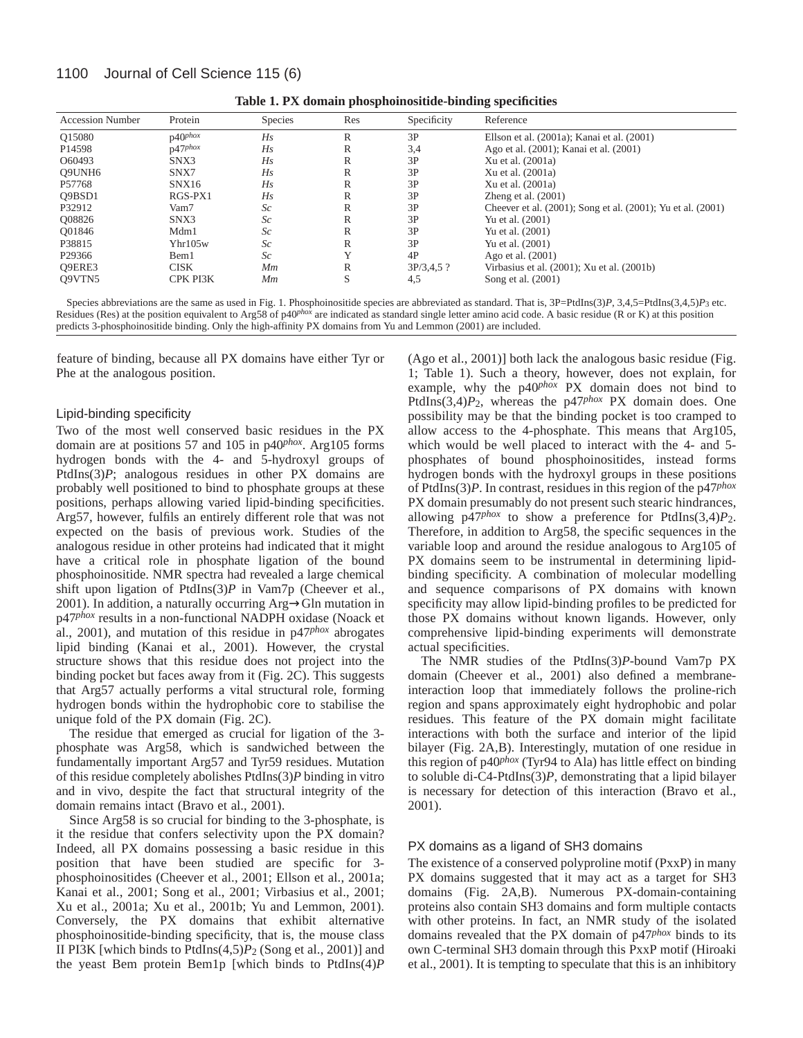**Table 1. PX domain phosphoinositide-binding specificities**

| Accession Number | Protein | Species | Res | Specificity | Reference |
|---|---|---|---|---|---|
| Q15080 | p40*phox* | *Hs* | R | 3P | Ellson et al. (2001a); Kanai et al. (2001) |
| P14598 | p47*phox* | *Hs* | R | 3,4 | Ago et al. (2001); Kanai et al. (2001) |
| O60493 | SNX3 | *Hs* | R | 3P | Xu et al. (2001a) |
| Q9UNH6 | SNX7 | *Hs* | R | 3P | Xu et al. (2001a) |
| P57768 | SNX16 | *Hs* | R | 3P | Xu et al. (2001a) |
| Q9BSD1 | RGS-PX1 | *Hs* | R | 3P | Zheng et al. (2001) |
| P32912 | Vam7 | *Sc* | R | 3P | Cheever et al. (2001); Song et al. (2001); Yu et al. (2001) |
| Q08826 | SNX3 | *Sc* | R | 3P | Yu et al. (2001) |
| Q01846 | Mdm1 | *Sc* | R | 3P | Yu et al. (2001) |
| P38815 | Yhr105w | *Sc* | R | 3P | Yu et al. (2001) |
| P29366 | Bem1 | *Sc* | Y | 4P | Ago et al. (2001) |
| Q9ERE3 | CISK | *Mm* | R | 3P/3,4,5 ? | Virbasius et al. (2001); Xu et al. (2001b) |
| Q9VTN5 | CPK PI3K | *Mm* | S | 4,5 | Song et al. (2001) |

Species abbreviations are the same as used in Fig. 1. Phosphoinositide species are abbreviated as standard. That is, 3P=PtdIns(3)*P*, 3,4,5=PtdIns(3,4,5)$P_3$ etc. Residues (Res) at the position equivalent to Arg58 of p40*phox* are indicated as standard single letter amino acid code. A basic residue (R or K) at this position predicts 3-phosphoinositide binding. Only the high-affinity PX domains from Yu and Lemmon (2001) are included.

feature of binding, because all PX domains have either Tyr or Phe at the analogous position.

### Lipid-binding specificity

Two of the most well conserved basic residues in the PX domain are at positions 57 and 105 in p40*phox*. Arg105 forms hydrogen bonds with the 4- and 5-hydroxyl groups of PtdIns(3)*P*; analogous residues in other PX domains are probably well positioned to bind to phosphate groups at these positions, perhaps allowing varied lipid-binding specificities. Arg57, however, fulfils an entirely different role that was not expected on the basis of previous work. Studies of the analogous residue in other proteins had indicated that it might have a critical role in phosphate ligation of the bound phosphoinositide. NMR spectra had revealed a large chemical shift upon ligation of PtdIns(3)*P* in Vam7p (Cheever et al., 2001). In addition, a naturally occurring Arg→Gln mutation in p47*phox* results in a non-functional NADPH oxidase (Noack et al., 2001), and mutation of this residue in p47*phox* abrogates lipid binding (Kanai et al., 2001). However, the crystal structure shows that this residue does not project into the binding pocket but faces away from it (Fig. 2C). This suggests that Arg57 actually performs a vital structural role, forming hydrogen bonds within the hydrophobic core to stabilise the unique fold of the PX domain (Fig. 2C).

The residue that emerged as crucial for ligation of the 3-phosphate was Arg58, which is sandwiched between the fundamentally important Arg57 and Tyr59 residues. Mutation of this residue completely abolishes PtdIns(3)*P* binding in vitro and in vivo, despite the fact that structural integrity of the domain remains intact (Bravo et al., 2001).

Since Arg58 is so crucial for binding to the 3-phosphate, is it the residue that confers selectivity upon the PX domain? Indeed, all PX domains possessing a basic residue in this position that have been studied are specific for 3-phosphoinositides (Cheever et al., 2001; Ellson et al., 2001a; Kanai et al., 2001; Song et al., 2001; Virbasius et al., 2001; Xu et al., 2001a; Xu et al., 2001b; Yu and Lemmon, 2001). Conversely, the PX domains that exhibit alternative phosphoinositide-binding specificity, that is, the mouse class II PI3K [which binds to PtdIns(4,5)$P_2$ (Song et al., 2001)] and the yeast Bem protein Bem1p [which binds to PtdIns(4)*P* (Ago et al., 2001)] both lack the analogous basic residue (Fig. 1; Table 1). Such a theory, however, does not explain, for example, why the p40*phox* PX domain does not bind to PtdIns(3,4)$P_2$, whereas the p47*phox* PX domain does. One possibility may be that the binding pocket is too cramped to allow access to the 4-phosphate. This means that Arg105, which would be well placed to interact with the 4- and 5-phosphates of bound phosphoinositides, instead forms hydrogen bonds with the hydroxyl groups in these positions of PtdIns(3)*P*. In contrast, residues in this region of the p47*phox* PX domain presumably do not present such stearic hindrances, allowing p47*phox* to show a preference for PtdIns(3,4)$P_2$. Therefore, in addition to Arg58, the specific sequences in the variable loop and around the residue analogous to Arg105 of PX domains seem to be instrumental in determining lipid-binding specificity. A combination of molecular modelling and sequence comparisons of PX domains with known specificity may allow lipid-binding profiles to be predicted for those PX domains without known ligands. However, only comprehensive lipid-binding experiments will demonstrate actual specificities.

The NMR studies of the PtdIns(3)*P*-bound Vam7p PX domain (Cheever et al., 2001) also defined a membrane-interaction loop that immediately follows the proline-rich region and spans approximately eight hydrophobic and polar residues. This feature of the PX domain might facilitate interactions with both the surface and interior of the lipid bilayer (Fig. 2A,B). Interestingly, mutation of one residue in this region of p40*phox* (Tyr94 to Ala) has little effect on binding to soluble di-C4-PtdIns(3)*P*, demonstrating that a lipid bilayer is necessary for detection of this interaction (Bravo et al., 2001).

### PX domains as a ligand of SH3 domains

The existence of a conserved polyproline motif (PxxP) in many PX domains suggested that it may act as a target for SH3 domains (Fig. 2A,B). Numerous PX-domain-containing proteins also contain SH3 domains and form multiple contacts with other proteins. In fact, an NMR study of the isolated domains revealed that the PX domain of p47*phox* binds to its own C-terminal SH3 domain through this PxxP motif (Hiroaki et al., 2001). It is tempting to speculate that this is an inhibitory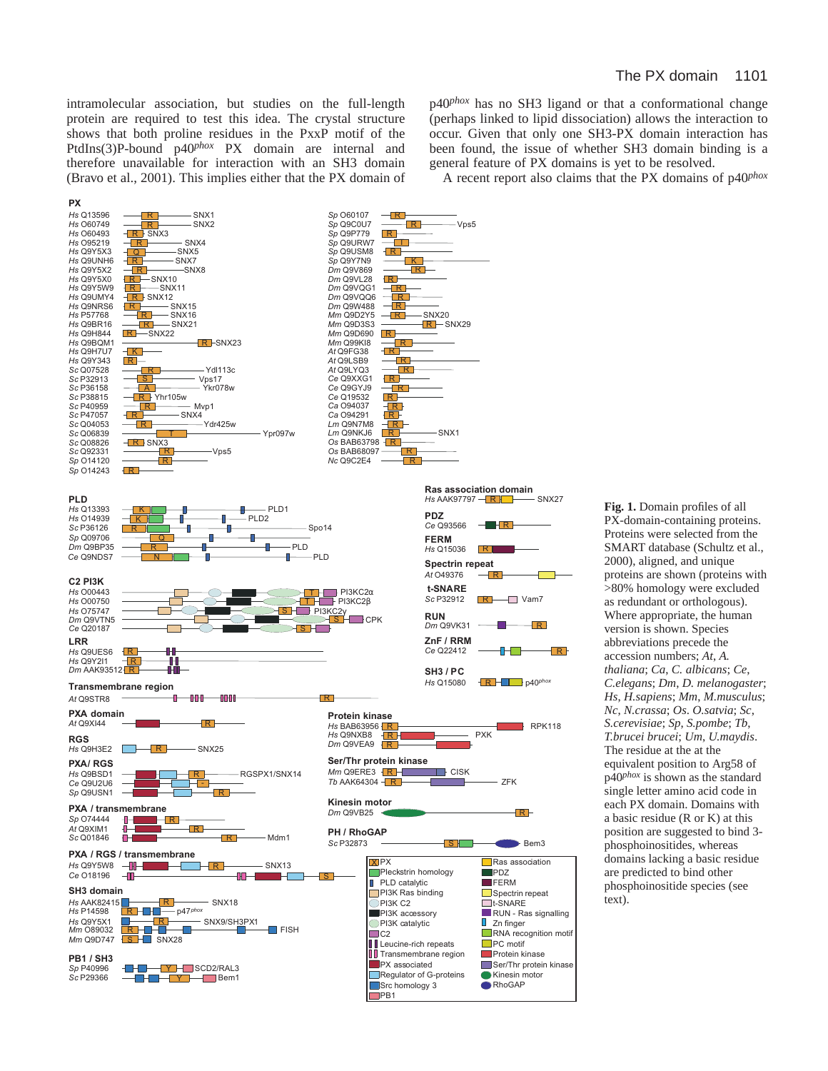intramolecular association, but studies on the full-length protein are required to test this idea. The crystal structure shows that both proline residues in the PxxP motif of the PtdIns(3)P-bound p40*phox* PX domain are internal and therefore unavailable for interaction with an SH3 domain (Bravo et al., 2001). This implies either that the PX domain of p40*phox* has no SH3 ligand or that a conformational change (perhaps linked to lipid dissociation) allows the interaction to occur. Given that only one SH3-PX domain interaction has been found, the issue of whether SH3 domain binding is a general feature of PX domains is yet to be resolved.

A recent report also claims that the PX domains of p40*phox*

**Fig. 1.** Domain profiles of all PX-domain-containing proteins. Proteins were selected from the SMART database (Schultz et al., 2000), aligned, and unique proteins are shown (proteins with >80% homology were excluded as redundant or orthologous). Where appropriate, the human version is shown. Species abbreviations precede the accession numbers; *At*, *A. thaliana*; *Ca*, *C. albicans*; *Ce*, *C.elegans*; *Dm*, *D. melanogaster*; *Hs*, *H.sapiens*; *Mm*, *M.musculus*; *Nc*, *N.crassa*; *Os*. *O.satvia*; *Sc*, *S.cerevisiae*; *Sp*, *S.pombe*; *Tb*, *T.brucei brucei*; *Um*, *U.maydis*. The residue at the at the equivalent position to Arg58 of p40*phox* is shown as the standard single letter amino acid code in each PX domain. Domains with a basic residue (R or K) at this position are suggested to bind 3-phosphoinositides, whereas domains lacking a basic residue are predicted to bind other phosphoinositide species (see text).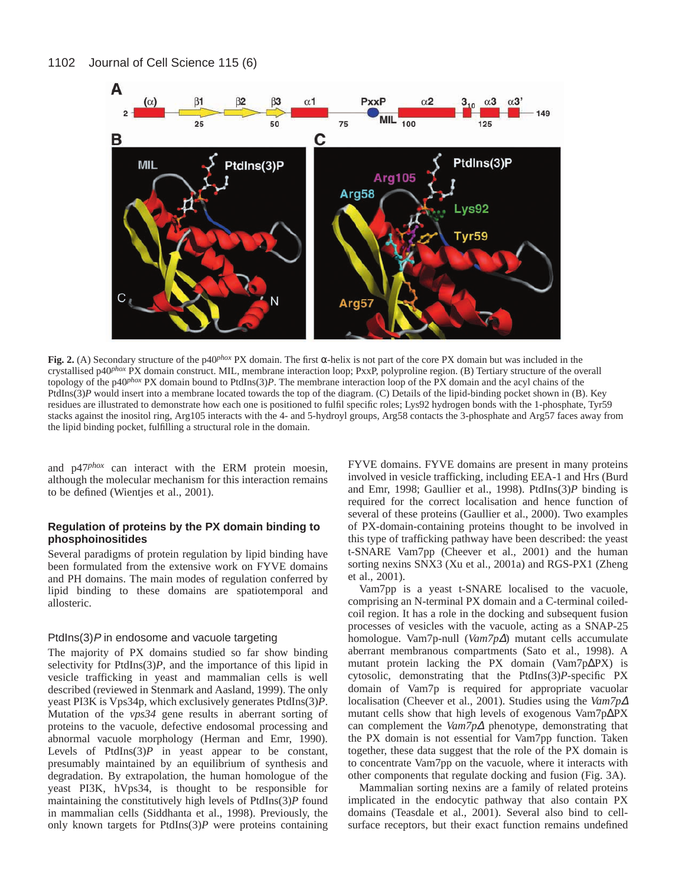**Fig. 2.** (A) Secondary structure of the p40*phox* PX domain. The first α-helix is not part of the core PX domain but was included in the crystallised p40*phox* PX domain construct. MIL, membrane interaction loop; PxxP, polyproline region. (B) Tertiary structure of the overall topology of the p40*phox* PX domain bound to PtdIns(3)*P*. The membrane interaction loop of the PX domain and the acyl chains of the PtdIns(3)*P* would insert into a membrane located towards the top of the diagram. (C) Details of the lipid-binding pocket shown in (B). Key residues are illustrated to demonstrate how each one is positioned to fulfil specific roles; Lys92 hydrogen bonds with the 1-phosphate, Tyr59 stacks against the inositol ring, Arg105 interacts with the 4- and 5-hydroyl groups, Arg58 contacts the 3-phosphate and Arg57 faces away from the lipid binding pocket, fulfilling a structural role in the domain.

and p47*phox* can interact with the ERM protein moesin, although the molecular mechanism for this interaction remains to be defined (Wientjes et al., 2001).

## Regulation of proteins by the PX domain binding to phosphoinositides

Several paradigms of protein regulation by lipid binding have been formulated from the extensive work on FYVE domains and PH domains. The main modes of regulation conferred by lipid binding to these domains are spatiotemporal and allosteric.

### PtdIns(3)*P* in endosome and vacuole targeting

The majority of PX domains studied so far show binding selectivity for PtdIns(3)*P*, and the importance of this lipid in vesicle trafficking in yeast and mammalian cells is well described (reviewed in Stenmark and Aasland, 1999). The only yeast PI3K is Vps34p, which exclusively generates PtdIns(3)*P*. Mutation of the *vps34* gene results in aberrant sorting of proteins to the vacuole, defective endosomal processing and abnormal vacuole morphology (Herman and Emr, 1990). Levels of PtdIns(3)*P* in yeast appear to be constant, presumably maintained by an equilibrium of synthesis and degradation. By extrapolation, the human homologue of the yeast PI3K, hVps34, is thought to be responsible for maintaining the constitutively high levels of PtdIns(3)*P* found in mammalian cells (Siddhanta et al., 1998). Previously, the only known targets for PtdIns(3)*P* were proteins containing FYVE domains. FYVE domains are present in many proteins involved in vesicle trafficking, including EEA-1 and Hrs (Burd and Emr, 1998; Gaullier et al., 1998). PtdIns(3)*P* binding is required for the correct localisation and hence function of several of these proteins (Gaullier et al., 2000). Two examples of PX-domain-containing proteins thought to be involved in this type of trafficking pathway have been described: the yeast t-SNARE Vam7pp (Cheever et al., 2001) and the human sorting nexins SNX3 (Xu et al., 2001a) and RGS-PX1 (Zheng et al., 2001).

Vam7pp is a yeast t-SNARE localised to the vacuole, comprising an N-terminal PX domain and a C-terminal coiled-coil region. It has a role in the docking and subsequent fusion processes of vesicles with the vacuole, acting as a SNAP-25 homologue. Vam7p-null (*Vam7pΔ*) mutant cells accumulate aberrant membranous compartments (Sato et al., 1998). A mutant protein lacking the PX domain (Vam7pΔPX) is cytosolic, demonstrating that the PtdIns(3)*P*-specific PX domain of Vam7p is required for appropriate vacuolar localisation (Cheever et al., 2001). Studies using the *Vam7pΔ* mutant cells show that high levels of exogenous Vam7pΔPX can complement the *Vam7pΔ* phenotype, demonstrating that the PX domain is not essential for Vam7pp function. Taken together, these data suggest that the role of the PX domain is to concentrate Vam7pp on the vacuole, where it interacts with other components that regulate docking and subsequent fusion (Fig. 3A).

Mammalian sorting nexins are a family of related proteins implicated in the endocytic pathway that also contain PX domains (Teasdale et al., 2001). Several also bind to cell-surface receptors, but their exact function remains undefined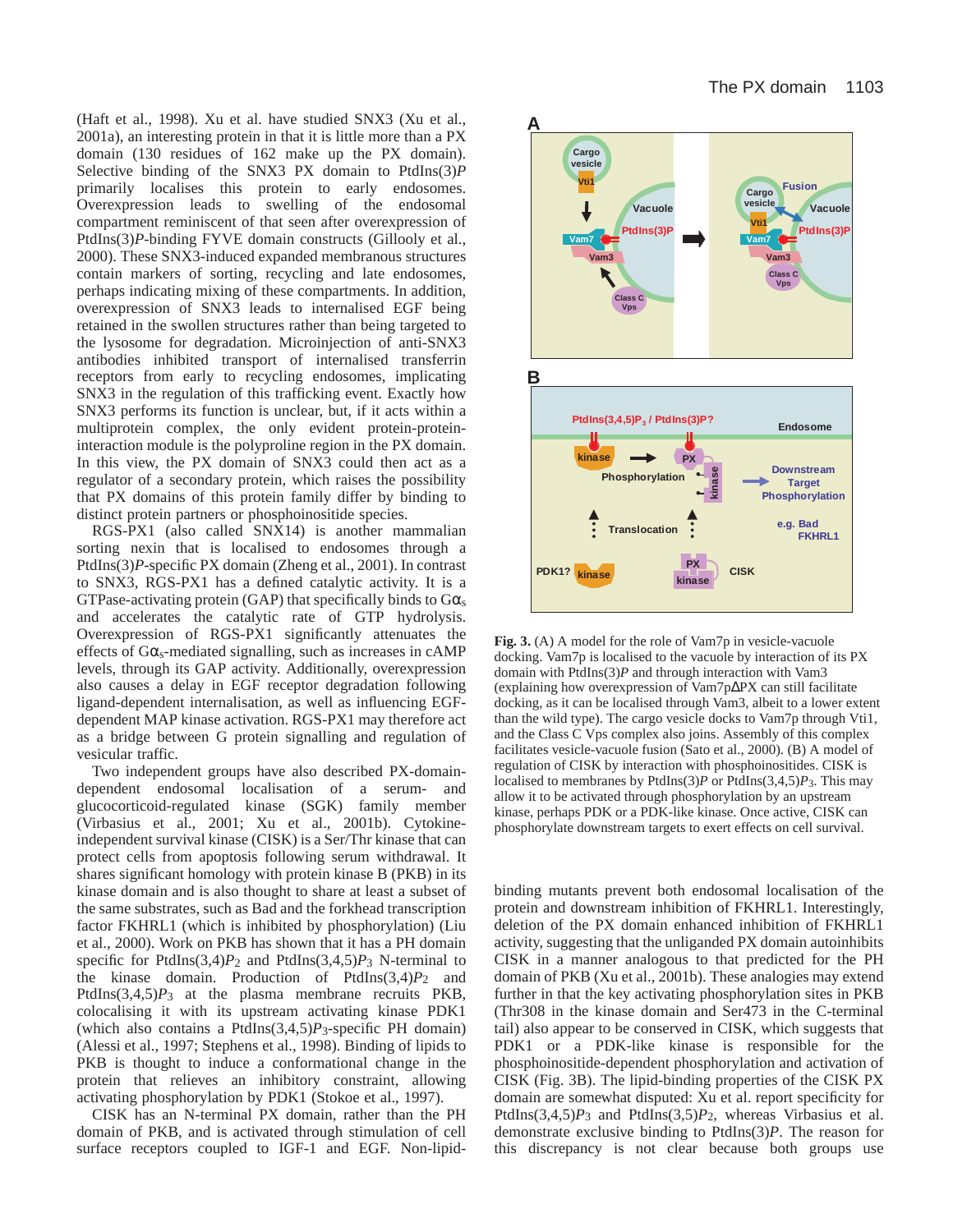(Haft et al., 1998). Xu et al. have studied SNX3 (Xu et al., 2001a), an interesting protein in that it is little more than a PX domain (130 residues of 162 make up the PX domain). Selective binding of the SNX3 PX domain to PtdIns(3)*P* primarily localises this protein to early endosomes. Overexpression leads to swelling of the endosomal compartment reminiscent of that seen after overexpression of PtdIns(3)*P*-binding FYVE domain constructs (Gillooly et al., 2000). These SNX3-induced expanded membranous structures contain markers of sorting, recycling and late endosomes, perhaps indicating mixing of these compartments. In addition, overexpression of SNX3 leads to internalised EGF being retained in the swollen structures rather than being targeted to the lysosome for degradation. Microinjection of anti-SNX3 antibodies inhibited transport of internalised transferrin receptors from early to recycling endosomes, implicating SNX3 in the regulation of this trafficking event. Exactly how SNX3 performs its function is unclear, but, if it acts within a multiprotein complex, the only evident protein-protein-interaction module is the polyproline region in the PX domain. In this view, the PX domain of SNX3 could then act as a regulator of a secondary protein, which raises the possibility that PX domains of this protein family differ by binding to distinct protein partners or phosphoinositide species.

RGS-PX1 (also called SNX14) is another mammalian sorting nexin that is localised to endosomes through a PtdIns(3)*P*-specific PX domain (Zheng et al., 2001). In contrast to SNX3, RGS-PX1 has a defined catalytic activity. It is a GTPase-activating protein (GAP) that specifically binds to G$\alpha_s$ and accelerates the catalytic rate of GTP hydrolysis. Overexpression of RGS-PX1 significantly attenuates the effects of G$\alpha_s$-mediated signalling, such as increases in cAMP levels, through its GAP activity. Additionally, overexpression also causes a delay in EGF receptor degradation following ligand-dependent internalisation, as well as influencing EGF-dependent MAP kinase activation. RGS-PX1 may therefore act as a bridge between G protein signalling and regulation of vesicular traffic.

Two independent groups have also described PX-domain-dependent endosomal localisation of a serum- and glucocorticoid-regulated kinase (SGK) family member (Virbasius et al., 2001; Xu et al., 2001b). Cytokine-independent survival kinase (CISK) is a Ser/Thr kinase that can protect cells from apoptosis following serum withdrawal. It shares significant homology with protein kinase B (PKB) in its kinase domain and is also thought to share at least a subset of the same substrates, such as Bad and the forkhead transcription factor FKHRL1 (which is inhibited by phosphorylation) (Liu et al., 2000). Work on PKB has shown that it has a PH domain specific for PtdIns(3,4)$P_2$ and PtdIns(3,4,5)$P_3$ N-terminal to the kinase domain. Production of PtdIns(3,4)$P_2$ and PtdIns(3,4,5)$P_3$ at the plasma membrane recruits PKB, colocalising it with its upstream activating kinase PDK1 (which also contains a PtdIns(3,4,5)$P_3$-specific PH domain) (Alessi et al., 1997; Stephens et al., 1998). Binding of lipids to PKB is thought to induce a conformational change in the protein that relieves an inhibitory constraint, allowing activating phosphorylation by PDK1 (Stokoe et al., 1997).

CISK has an N-terminal PX domain, rather than the PH domain of PKB, and is activated through stimulation of cell surface receptors coupled to IGF-1 and EGF. Non-lipid-binding mutants prevent both endosomal localisation of the protein and downstream inhibition of FKHRL1. Interestingly, deletion of the PX domain enhanced inhibition of FKHRL1 activity, suggesting that the unliganded PX domain autoinhibits CISK in a manner analogous to that predicted for the PH domain of PKB (Xu et al., 2001b). These analogies may extend further in that the key activating phosphorylation sites in PKB (Thr308 in the kinase domain and Ser473 in the C-terminal tail) also appear to be conserved in CISK, which suggests that PDK1 or a PDK-like kinase is responsible for the phosphoinositide-dependent phosphorylation and activation of CISK (Fig. 3B). The lipid-binding properties of the CISK PX domain are somewhat disputed: Xu et al. report specificity for PtdIns(3,4,5)$P_3$ and PtdIns(3,5)$P_2$, whereas Virbasius et al. demonstrate exclusive binding to PtdIns(3)*P*. The reason for this discrepancy is not clear because both groups use

**Fig. 3.** (A) A model for the role of Vam7p in vesicle-vacuole docking. Vam7p is localised to the vacuole by interaction of its PX domain with PtdIns(3)*P* and through interaction with Vam3 (explaining how overexpression of Vam7pΔPX can still facilitate docking, as it can be localised through Vam3, albeit to a lower extent than the wild type). The cargo vesicle docks to Vam7p through Vti1, and the Class C Vps complex also joins. Assembly of this complex facilitates vesicle-vacuole fusion (Sato et al., 2000). (B) A model of regulation of CISK by interaction with phosphoinositides. CISK is localised to membranes by PtdIns(3)*P* or PtdIns(3,4,5)$P_3$. This may allow it to be activated through phosphorylation by an upstream kinase, perhaps PDK or a PDK-like kinase. Once active, CISK can phosphorylate downstream targets to exert effects on cell survival.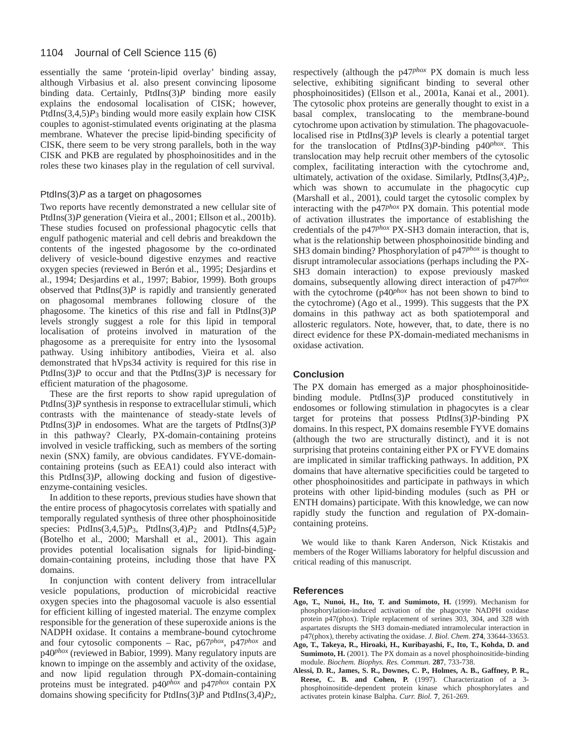essentially the same 'protein-lipid overlay' binding assay, although Virbasius et al. also present convincing liposome binding data. Certainly, PtdIns(3)*P* binding more easily explains the endosomal localisation of CISK; however, PtdIns(3,4,5)$P_3$ binding would more easily explain how CISK couples to agonist-stimulated events originating at the plasma membrane. Whatever the precise lipid-binding specificity of CISK, there seem to be very strong parallels, both in the way CISK and PKB are regulated by phosphoinositides and in the roles these two kinases play in the regulation of cell survival.

### PtdIns(3)*P* as a target on phagosomes

Two reports have recently demonstrated a new cellular site of PtdIns(3)*P* generation (Vieira et al., 2001; Ellson et al., 2001b). These studies focused on professional phagocytic cells that engulf pathogenic material and cell debris and breakdown the contents of the ingested phagosome by the co-ordinated delivery of vesicle-bound digestive enzymes and reactive oxygen species (reviewed in Berón et al., 1995; Desjardins et al., 1994; Desjardins et al., 1997; Babior, 1999). Both groups observed that PtdIns(3)*P* is rapidly and transiently generated on phagosomal membranes following closure of the phagosome. The kinetics of this rise and fall in PtdIns(3)*P* levels strongly suggest a role for this lipid in temporal localisation of proteins involved in maturation of the phagosome as a prerequisite for entry into the lysosomal pathway. Using inhibitory antibodies, Vieira et al. also demonstrated that hVps34 activity is required for this rise in PtdIns(3)*P* to occur and that the PtdIns(3)*P* is necessary for efficient maturation of the phagosome.

These are the first reports to show rapid upregulation of PtdIns(3)*P* synthesis in response to extracellular stimuli, which contrasts with the maintenance of steady-state levels of PtdIns(3)*P* in endosomes. What are the targets of PtdIns(3)*P* in this pathway? Clearly, PX-domain-containing proteins involved in vesicle trafficking, such as members of the sorting nexin (SNX) family, are obvious candidates. FYVE-domain-containing proteins (such as EEA1) could also interact with this PtdIns(3)*P*, allowing docking and fusion of digestive-enzyme-containing vesicles.

In addition to these reports, previous studies have shown that the entire process of phagocytosis correlates with spatially and temporally regulated synthesis of three other phosphoinositide species: PtdIns(3,4,5)$P_3$, PtdIns(3,4)$P_2$ and PtdIns(4,5)$P_2$ (Botelho et al., 2000; Marshall et al., 2001). This again provides potential localisation signals for lipid-binding-domain-containing proteins, including those that have PX domains.

In conjunction with content delivery from intracellular vesicle populations, production of microbicidal reactive oxygen species into the phagosomal vacuole is also essential for efficient killing of ingested material. The enzyme complex responsible for the generation of these superoxide anions is the NADPH oxidase. It contains a membrane-bound cytochrome and four cytosolic components – Rac, p67*phox*, p47*phox* and p40*phox* (reviewed in Babior, 1999). Many regulatory inputs are known to impinge on the assembly and activity of the oxidase, and now lipid regulation through PX-domain-containing proteins must be integrated. p40*phox* and p47*phox* contain PX domains showing specificity for PtdIns(3)*P* and PtdIns(3,4)$P_2$, respectively (although the p47*phox* PX domain is much less selective, exhibiting significant binding to several other phosphoinositides) (Ellson et al., 2001a, Kanai et al., 2001). The cytosolic phox proteins are generally thought to exist in a basal complex, translocating to the membrane-bound cytochrome upon activation by stimulation. The phagovacuole-localised rise in PtdIns(3)*P* levels is clearly a potential target for the translocation of PtdIns(3)*P*-binding p40*phox*. This translocation may help recruit other members of the cytosolic complex, facilitating interaction with the cytochrome and, ultimately, activation of the oxidase. Similarly, PtdIns(3,4)$P_2$, which was shown to accumulate in the phagocytic cup (Marshall et al., 2001), could target the cytosolic complex by interacting with the p47*phox* PX domain. This potential mode of activation illustrates the importance of establishing the credentials of the p47*phox* PX-SH3 domain interaction, that is, what is the relationship between phosphoinositide binding and SH3 domain binding? Phosphorylation of p47*phox* is thought to disrupt intramolecular associations (perhaps including the PX-SH3 domain interaction) to expose previously masked domains, subsequently allowing direct interaction of p47*phox* with the cytochrome (p40*phox* has not been shown to bind to the cytochrome) (Ago et al., 1999). This suggests that the PX domains in this pathway act as both spatiotemporal and allosteric regulators. Note, however, that, to date, there is no direct evidence for these PX-domain-mediated mechanisms in oxidase activation.

## Conclusion

The PX domain has emerged as a major phosphoinositide-binding module. PtdIns(3)*P* produced constitutively in endosomes or following stimulation in phagocytes is a clear target for proteins that possess PtdIns(3)*P*-binding PX domains. In this respect, PX domains resemble FYVE domains (although the two are structurally distinct), and it is not surprising that proteins containing either PX or FYVE domains are implicated in similar trafficking pathways. In addition, PX domains that have alternative specificities could be targeted to other phosphoinositides and participate in pathways in which proteins with other lipid-binding modules (such as PH or ENTH domains) participate. With this knowledge, we can now rapidly study the function and regulation of PX-domain-containing proteins.

We would like to thank Karen Anderson, Nick Ktistakis and members of the Roger Williams laboratory for helpful discussion and critical reading of this manuscript.

## References

**Ago, T., Nunoi, H., Ito, T. and Sumimoto, H.** (1999). Mechanism for phosphorylation-induced activation of the phagocyte NADPH oxidase protein p47(phox). Triple replacement of serines 303, 304, and 328 with aspartates disrupts the SH3 domain-mediated intramolecular interaction in p47(phox), thereby activating the oxidase. *J. Biol. Chem.* **274**, 33644-33653.

**Ago, T., Takeya, R., Hiroaki, H., Kuribayashi, F., Ito, T., Kohda, D. and Sumimoto, H.** (2001). The PX domain as a novel phosphoinositide-binding module. *Biochem. Biophys. Res. Commun.* **287**, 733-738.

**Alessi, D. R., James, S. R., Downes, C. P., Holmes, A. B., Gaffney, P. R., Reese, C. B. and Cohen, P.** (1997). Characterization of a 3-phosphoinositide-dependent protein kinase which phosphorylates and activates protein kinase Balpha. *Curr. Biol.* **7**, 261-269.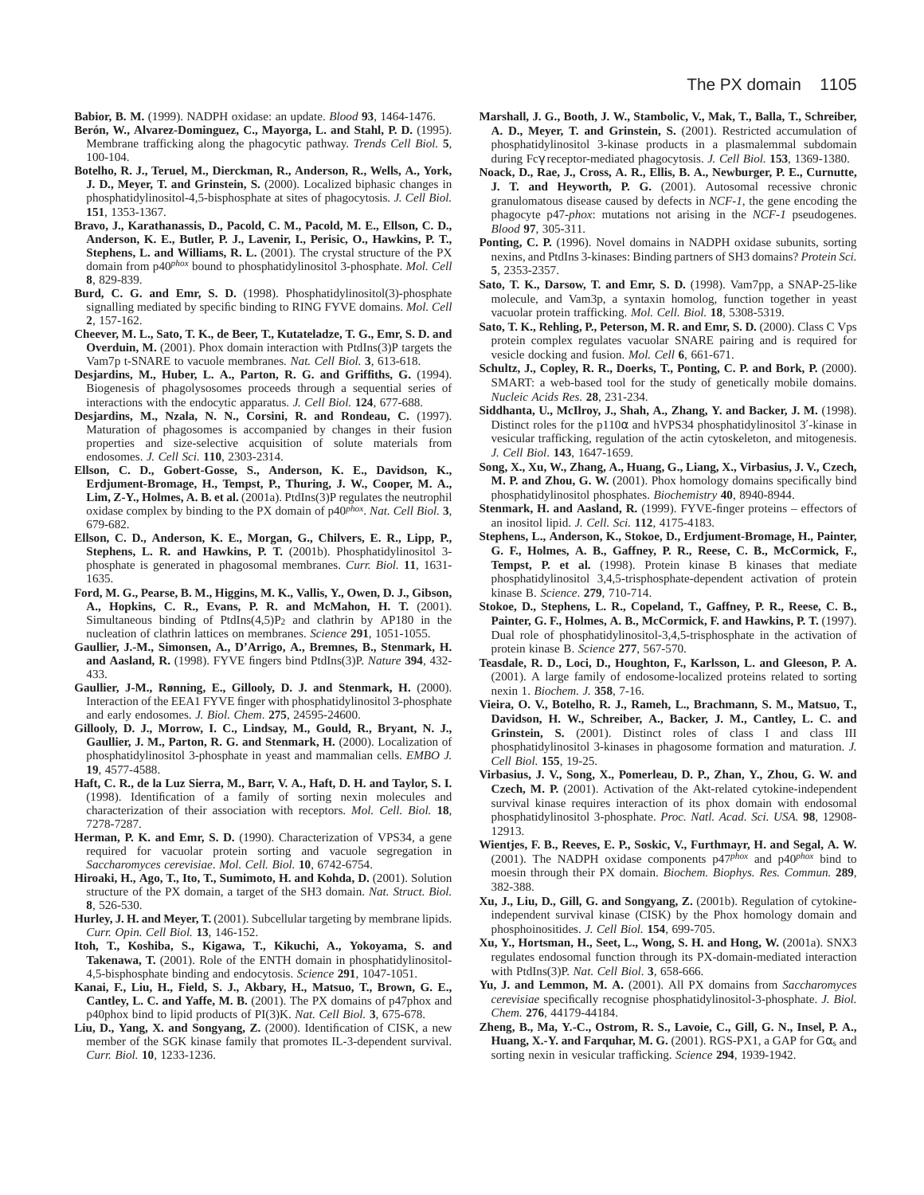**Babior, B. M.** (1999). NADPH oxidase: an update. *Blood* **93**, 1464-1476.

**Berón, W., Alvarez-Dominguez, C., Mayorga, L. and Stahl, P. D.** (1995). Membrane trafficking along the phagocytic pathway. *Trends Cell Biol.* **5**, 100-104.

**Botelho, R. J., Teruel, M., Dierckman, R., Anderson, R., Wells, A., York, J. D., Meyer, T. and Grinstein, S.** (2000). Localized biphasic changes in phosphatidylinositol-4,5-bisphosphate at sites of phagocytosis. *J. Cell Biol.* **151**, 1353-1367.

**Bravo, J., Karathanassis, D., Pacold, C. M., Pacold, M. E., Ellson, C. D., Anderson, K. E., Butler, P. J., Lavenir, I., Perisic, O., Hawkins, P. T., Stephens, L. and Williams, R. L.** (2001). The crystal structure of the PX domain from p40*phox* bound to phosphatidylinositol 3-phosphate. *Mol. Cell* **8**, 829-839.

**Burd, C. G. and Emr, S. D.** (1998). Phosphatidylinositol(3)-phosphate signalling mediated by specific binding to RING FYVE domains. *Mol. Cell* **2**, 157-162.

**Cheever, M. L., Sato, T. K., de Beer, T., Kutateladze, T. G., Emr, S. D. and Overduin, M.** (2001). Phox domain interaction with PtdIns(3)P targets the Vam7p t-SNARE to vacuole membranes. *Nat. Cell Biol.* **3**, 613-618.

**Desjardins, M., Huber, L. A., Parton, R. G. and Griffiths, G.** (1994). Biogenesis of phagolysosomes proceeds through a sequential series of interactions with the endocytic apparatus. *J. Cell Biol.* **124**, 677-688.

**Desjardins, M., Nzala, N. N., Corsini, R. and Rondeau, C.** (1997). Maturation of phagosomes is accompanied by changes in their fusion properties and size-selective acquisition of solute materials from endosomes. *J. Cell Sci.* **110**, 2303-2314.

**Ellson, C. D., Gobert-Gosse, S., Anderson, K. E., Davidson, K., Erdjument-Bromage, H., Tempst, P., Thuring, J. W., Cooper, M. A., Lim, Z-Y., Holmes, A. B. et al.** (2001a). PtdIns(3)P regulates the neutrophil oxidase complex by binding to the PX domain of p40*phox*. *Nat. Cell Biol.* **3**, 679-682.

**Ellson, C. D., Anderson, K. E., Morgan, G., Chilvers, E. R., Lipp, P., Stephens, L. R. and Hawkins, P. T.** (2001b). Phosphatidylinositol 3-phosphate is generated in phagosomal membranes. *Curr. Biol.* **11**, 1631-1635.

**Ford, M. G., Pearse, B. M., Higgins, M. K., Vallis, Y., Owen, D. J., Gibson, A., Hopkins, C. R., Evans, P. R. and McMahon, H. T.** (2001). Simultaneous binding of PtdIns(4,5)$P_2$ and clathrin by AP180 in the nucleation of clathrin lattices on membranes. *Science* **291**, 1051-1055.

**Gaullier, J.-M., Simonsen, A., D'Arrigo, A., Bremnes, B., Stenmark, H. and Aasland, R.** (1998). FYVE fingers bind PtdIns(3)P. *Nature* **394**, 432-433.

**Gaullier, J-M., Rønning, E., Gillooly, D. J. and Stenmark, H.** (2000). Interaction of the EEA1 FYVE finger with phosphatidylinositol 3-phosphate and early endosomes. *J. Biol. Chem*. **275**, 24595-24600.

**Gillooly, D. J., Morrow, I. C., Lindsay, M., Gould, R., Bryant, N. J., Gaullier, J. M., Parton, R. G. and Stenmark, H.** (2000). Localization of phosphatidylinositol 3-phosphate in yeast and mammalian cells. *EMBO J.* **19**, 4577-4588.

**Haft, C. R., de la Luz Sierra, M., Barr, V. A., Haft, D. H. and Taylor, S. I.** (1998). Identification of a family of sorting nexin molecules and characterization of their association with receptors. *Mol. Cell. Biol.* **18**, 7278-7287.

**Herman, P. K. and Emr, S. D.** (1990). Characterization of VPS34, a gene required for vacuolar protein sorting and vacuole segregation in *Saccharomyces cerevisiae*. *Mol. Cell. Biol.* **10**, 6742-6754.

**Hiroaki, H., Ago, T., Ito, T., Sumimoto, H. and Kohda, D.** (2001). Solution structure of the PX domain, a target of the SH3 domain. *Nat. Struct. Biol.* **8**, 526-530.

**Hurley, J. H. and Meyer, T.** (2001). Subcellular targeting by membrane lipids. *Curr. Opin. Cell Biol.* **13**, 146-152.

**Itoh, T., Koshiba, S., Kigawa, T., Kikuchi, A., Yokoyama, S. and Takenawa, T.** (2001). Role of the ENTH domain in phosphatidylinositol-4,5-bisphosphate binding and endocytosis. *Science* **291**, 1047-1051.

**Kanai, F., Liu, H., Field, S. J., Akbary, H., Matsuo, T., Brown, G. E., Cantley, L. C. and Yaffe, M. B.** (2001). The PX domains of p47phox and p40phox bind to lipid products of PI(3)K. *Nat. Cell Biol.* **3**, 675-678.

**Liu, D., Yang, X. and Songyang, Z.** (2000). Identification of CISK, a new member of the SGK kinase family that promotes IL-3-dependent survival. *Curr. Biol.* **10**, 1233-1236.

**Marshall, J. G., Booth, J. W., Stambolic, V., Mak, T., Balla, T., Schreiber, A. D., Meyer, T. and Grinstein, S.** (2001). Restricted accumulation of phosphatidylinositol 3-kinase products in a plasmalemmal subdomain during Fcγ receptor-mediated phagocytosis. *J. Cell Biol.* **153**, 1369-1380.

**Noack, D., Rae, J., Cross, A. R., Ellis, B. A., Newburger, P. E., Curnutte, J. T. and Heyworth, P. G.** (2001). Autosomal recessive chronic granulomatous disease caused by defects in *NCF-1*, the gene encoding the phagocyte p47-*phox*: mutations not arising in the *NCF-1* pseudogenes. *Blood* **97**, 305-311.

**Ponting, C. P.** (1996). Novel domains in NADPH oxidase subunits, sorting nexins, and PtdIns 3-kinases: Binding partners of SH3 domains? *Protein Sci.* **5**, 2353-2357.

**Sato, T. K., Darsow, T. and Emr, S. D.** (1998). Vam7pp, a SNAP-25-like molecule, and Vam3p, a syntaxin homolog, function together in yeast vacuolar protein trafficking. *Mol. Cell. Biol.* **18**, 5308-5319.

**Sato, T. K., Rehling, P., Peterson, M. R. and Emr, S. D.** (2000). Class C Vps protein complex regulates vacuolar SNARE pairing and is required for vesicle docking and fusion. *Mol. Cell* **6**, 661-671.

**Schultz, J., Copley, R. R., Doerks, T., Ponting, C. P. and Bork, P.** (2000). SMART: a web-based tool for the study of genetically mobile domains. *Nucleic Acids Res.* **28**, 231-234.

**Siddhanta, U., McIlroy, J., Shah, A., Zhang, Y. and Backer, J. M.** (1998). Distinct roles for the p110α and hVPS34 phosphatidylinositol 3′-kinase in vesicular trafficking, regulation of the actin cytoskeleton, and mitogenesis. *J. Cell Biol.* **143**, 1647-1659.

**Song, X., Xu, W., Zhang, A., Huang, G., Liang, X., Virbasius, J. V., Czech, M. P. and Zhou, G. W.** (2001). Phox homology domains specifically bind phosphatidylinositol phosphates. *Biochemistry* **40**, 8940-8944.

**Stenmark, H. and Aasland, R.** (1999). FYVE-finger proteins – effectors of an inositol lipid. *J. Cell. Sci.* **112**, 4175-4183.

**Stephens, L., Anderson, K., Stokoe, D., Erdjument-Bromage, H., Painter, G. F., Holmes, A. B., Gaffney, P. R., Reese, C. B., McCormick, F., Tempst, P. et al.** (1998). Protein kinase B kinases that mediate phosphatidylinositol 3,4,5-trisphosphate-dependent activation of protein kinase B. *Science*. **279**, 710-714.

**Stokoe, D., Stephens, L. R., Copeland, T., Gaffney, P. R., Reese, C. B., Painter, G. F., Holmes, A. B., McCormick, F. and Hawkins, P. T.** (1997). Dual role of phosphatidylinositol-3,4,5-trisphosphate in the activation of protein kinase B. *Science* **277**, 567-570.

**Teasdale, R. D., Loci, D., Houghton, F., Karlsson, L. and Gleeson, P. A.** (2001). A large family of endosome-localized proteins related to sorting nexin 1. *Biochem. J.* **358**, 7-16.

**Vieira, O. V., Botelho, R. J., Rameh, L., Brachmann, S. M., Matsuo, T., Davidson, H. W., Schreiber, A., Backer, J. M., Cantley, L. C. and Grinstein, S.** (2001). Distinct roles of class I and class III phosphatidylinositol 3-kinases in phagosome formation and maturation. *J. Cell Biol.* **155**, 19-25.

**Virbasius, J. V., Song, X., Pomerleau, D. P., Zhan, Y., Zhou, G. W. and Czech, M. P.** (2001). Activation of the Akt-related cytokine-independent survival kinase requires interaction of its phox domain with endosomal phosphatidylinositol 3-phosphate. *Proc. Natl. Acad. Sci. USA.* **98**, 12908-12913.

**Wientjes, F. B., Reeves, E. P., Soskic, V., Furthmayr, H. and Segal, A. W.** (2001). The NADPH oxidase components p47*phox* and p40*phox* bind to moesin through their PX domain. *Biochem. Biophys. Res. Commun.* **289**, 382-388.

**Xu, J., Liu, D., Gill, G. and Songyang, Z.** (2001b). Regulation of cytokine-independent survival kinase (CISK) by the Phox homology domain and phosphoinositides. *J. Cell Biol.* **154**, 699-705.

**Xu, Y., Hortsman, H., Seet, L., Wong, S. H. and Hong, W.** (2001a). SNX3 regulates endosomal function through its PX-domain-mediated interaction with PtdIns(3)P. *Nat. Cell Biol*. **3**, 658-666.

**Yu, J. and Lemmon, M. A.** (2001). All PX domains from *Saccharomyces cerevisiae* specifically recognise phosphatidylinositol-3-phosphate. *J. Biol. Chem.* **276**, 44179-44184.

**Zheng, B., Ma, Y.-C., Ostrom, R. S., Lavoie, C., Gill, G. N., Insel, P. A., Huang, X.-Y. and Farquhar, M. G.** (2001). RGS-PX1, a GAP for $G\alpha_s$ and sorting nexin in vesicular trafficking. *Science* **294**, 1939-1942.